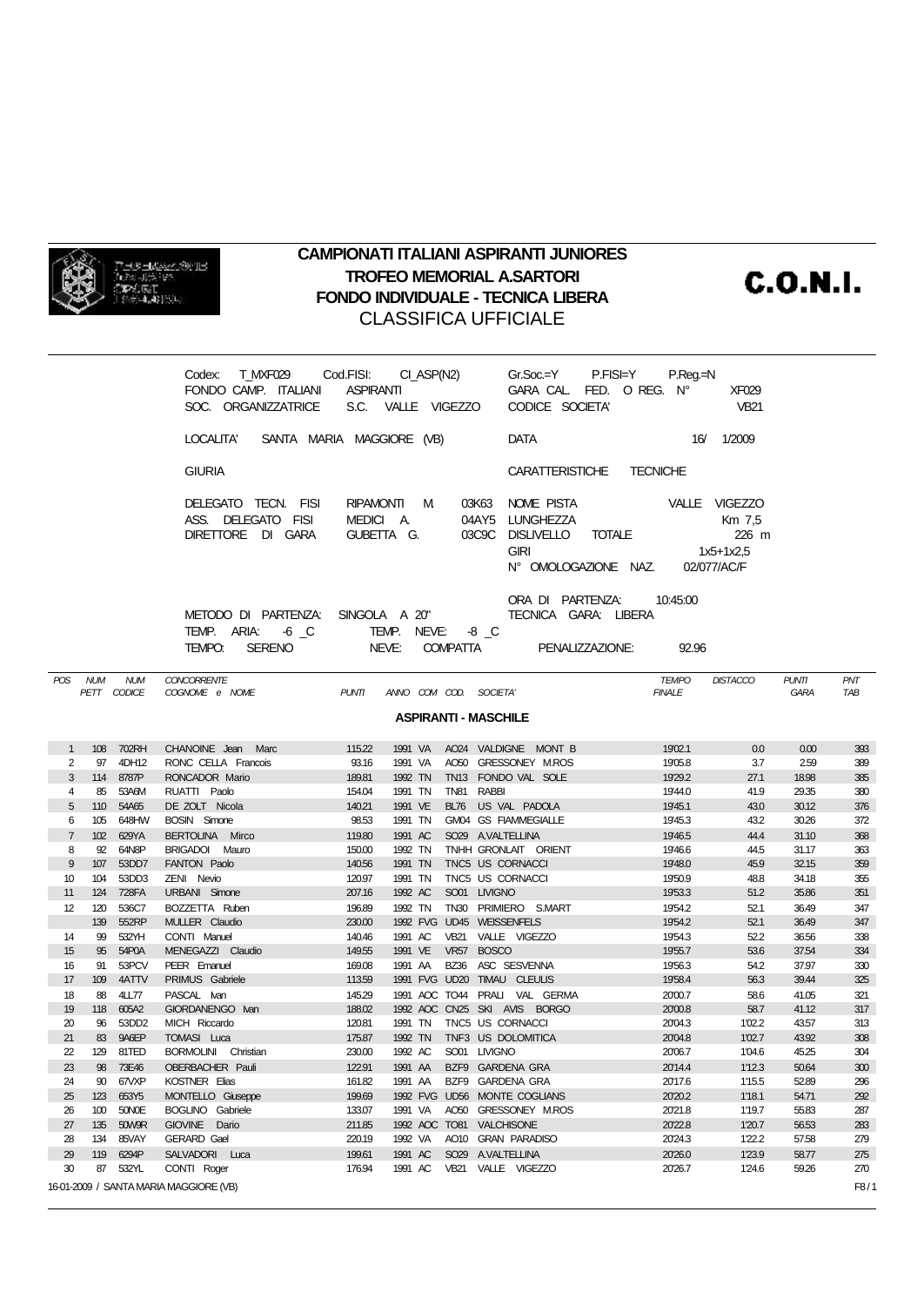# CAMPIONATI ITALIANI ASPIRANTI JUNIORES
## TROFEO MEMORIAL A.SARTORI
## FONDO INDIVIDUALE - TECNICA LIBERA
CLASSIFICA UFFICIALE

**C.O.N.I.**

Codex: T_MXF029 Cod.FISI: CI_ASP(N2) Gr.Soc.=Y P.FISI=Y P.Reg.=N
FONDO CAMP. ITALIANI ASPIRANTI GARA CAL. FED. O REG. N° XF029
SOC. ORGANIZZATRICE S.C. VALLE VIGEZZO CODICE SOCIETA' VB21

LOCALITA' SANTA MARIA MAGGIORE (VB) DATA 16/ 1/2009

GIURIA CARATTERISTICHE TECNICHE

DELEGATO TECN. FISI RIPAMONTI M. 03K63 NOME PISTA VALLE VIGEZZO
ASS. DELEGATO FISI MEDICI A. 04AY5 LUNGHEZZA Km 7,5
DIRETTORE DI GARA GUBETTA G. 03C9C DISLIVELLO TOTALE 226 m
GIRI 1x5+1x2,5
N° OMOLOGAZIONE NAZ. 02/077/AC/F

ORA DI PARTENZA: 10:45:00
METODO DI PARTENZA: SINGOLA A 20" TECNICA GARA: LIBERA
TEMP. ARIA: -6 _C TEMP. NEVE: -8 _C
TEMPO: SERENO NEVE: COMPATTA PENALIZZAZIONE: 92.96

**ASPIRANTI - MASCHILE**

| POS | NUM PETT | NUM CODICE | CONCORRENTE COGNOME e NOME | PUNTI | ANNO | COM | COD. | SOCIETA' | TEMPO FINALE | DISTACCO | PUNTI GARA | PNT TAB |
|---|---|---|---|---|---|---|---|---|---|---|---|---|
| 1 | 108 | 702RH | CHANOINE Jean Marc | 115.22 | 1991 | VA | AO24 | VALDIGNE MONT B | 19'02.1 | 0.0 | 0.00 | 393 |
| 2 | 97 | 4DH12 | RONC CELLA Francois | 93.16 | 1991 | VA | AO50 | GRESSONEY M.ROS | 19'05.8 | 3.7 | 2.59 | 389 |
| 3 | 114 | 8787P | RONCADOR Mario | 189.81 | 1992 | TN | TN13 | FONDO VAL SOLE | 19'29.2 | 27.1 | 18.98 | 385 |
| 4 | 85 | 53A6M | RUATTI Paolo | 154.04 | 1991 | TN | TN81 | RABBI | 19'44.0 | 41.9 | 29.35 | 380 |
| 5 | 110 | 54A65 | DE ZOLT Nicola | 140.21 | 1991 | VE | BL76 | US VAL PADOLA | 19'45.1 | 43.0 | 30.12 | 376 |
| 6 | 105 | 648HW | BOSIN Simone | 98.53 | 1991 | TN | GM04 | GS FIAMMEGIALLE | 19'45.3 | 43.2 | 30.26 | 372 |
| 7 | 102 | 629YA | BERTOLINA Mirco | 119.80 | 1991 | AC | SO29 | A.VALTELLINA | 19'46.5 | 44.4 | 31.10 | 368 |
| 8 | 92 | 64N8P | BRIGADOI Mauro | 150.00 | 1992 | TN | TNHH | GRONLAIT ORIENT | 19'46.6 | 44.5 | 31.17 | 363 |
| 9 | 107 | 53DD7 | FANTON Paolo | 140.56 | 1991 | TN | TNC5 | US CORNACCI | 19'48.0 | 45.9 | 32.15 | 359 |
| 10 | 104 | 53DD3 | ZENI Nevio | 120.97 | 1991 | TN | TNC5 | US CORNACCI | 19'50.9 | 48.8 | 34.18 | 355 |
| 11 | 124 | 728FA | URBANI Simone | 207.16 | 1992 | AC | SO01 | LIVIGNO | 19'53.3 | 51.2 | 35.86 | 351 |
| 12 | 120 | 536C7 | BOZZETTA Ruben | 196.89 | 1992 | TN | TN30 | PRIMIERO S.MART | 19'54.2 | 52.1 | 36.49 | 347 |
|  | 139 | 552RP | MULLER Claudio | 230.00 | 1992 | FVG | UD45 | WEISSENFELS | 19'54.2 | 52.1 | 36.49 | 347 |
| 14 | 99 | 532YH | CONTI Manuel | 140.46 | 1991 | AC | VB21 | VALLE VIGEZZO | 19'54.3 | 52.2 | 36.56 | 338 |
| 15 | 95 | 54P0A | MENEGAZZI Claudio | 149.55 | 1991 | VE | VR57 | BOSCO | 19'55.7 | 53.6 | 37.54 | 334 |
| 16 | 91 | 53PCV | PEER Emanuel | 169.08 | 1991 | AA | BZ36 | ASC SESVENNA | 19'56.3 | 54.2 | 37.97 | 330 |
| 17 | 109 | 4ATTV | PRIMUS Gabriele | 113.59 | 1991 | FVG | UD20 | TIMAU CLEULIS | 19'58.4 | 56.3 | 39.44 | 325 |
| 18 | 88 | 4LL77 | PASCAL Ivan | 145.29 | 1991 | AOC | TO44 | PRALI VAL GERMA | 20'00.7 | 58.6 | 41.05 | 321 |
| 19 | 118 | 605A2 | GIORDANENGO Ivan | 188.02 | 1992 | AOC | CN25 | SKI AVIS BORGO | 20'00.8 | 58.7 | 41.12 | 317 |
| 20 | 96 | 53DD2 | MICH Riccardo | 120.81 | 1991 | TN | TNC5 | US CORNACCI | 20'04.3 | 1'02.2 | 43.57 | 313 |
| 21 | 83 | 9A6EP | TOMASI Luca | 175.87 | 1992 | TN | TNF3 | US DOLOMITICA | 20'04.8 | 1'02.7 | 43.92 | 308 |
| 22 | 129 | 81TED | BORMOLINI Christian | 230.00 | 1992 | AC | SO01 | LIVIGNO | 20'06.7 | 1'04.6 | 45.25 | 304 |
| 23 | 98 | 73E46 | OBERBACHER Pauli | 122.91 | 1991 | AA | BZF9 | GARDENA GRA | 20'14.4 | 1'12.3 | 50.64 | 300 |
| 24 | 90 | 67VXP | KOSTNER Elias | 161.82 | 1991 | AA | BZF9 | GARDENA GRA | 20'17.6 | 1'15.5 | 52.89 | 296 |
| 25 | 123 | 653Y5 | MONTELLO Giuseppe | 199.69 | 1992 | FVG | UD56 | MONTE COGLIANS | 20'20.2 | 1'18.1 | 54.71 | 292 |
| 26 | 100 | 50N0E | BOGLINO Gabriele | 133.07 | 1991 | VA | AO50 | GRESSONEY M.ROS | 20'21.8 | 1'19.7 | 55.83 | 287 |
| 27 | 135 | 50W9R | GIOVINE Dario | 211.85 | 1992 | AOC | TO81 | VALCHISONE | 20'22.8 | 1'20.7 | 56.53 | 283 |
| 28 | 134 | 85VAY | GERARD Gael | 220.19 | 1992 | VA | AO10 | GRAN PARADISO | 20'24.3 | 1'22.2 | 57.58 | 279 |
| 29 | 119 | 6294P | SALVADORI Luca | 199.61 | 1991 | AC | SO29 | A.VALTELLINA | 20'26.0 | 1'23.9 | 58.77 | 275 |
| 30 | 87 | 532YL | CONTI Roger | 176.94 | 1991 | AC | VB21 | VALLE VIGEZZO | 20'26.7 | 1'24.6 | 59.26 | 270 |

16-01-2009 / SANTA MARIA MAGGIORE (VB) F8 / 1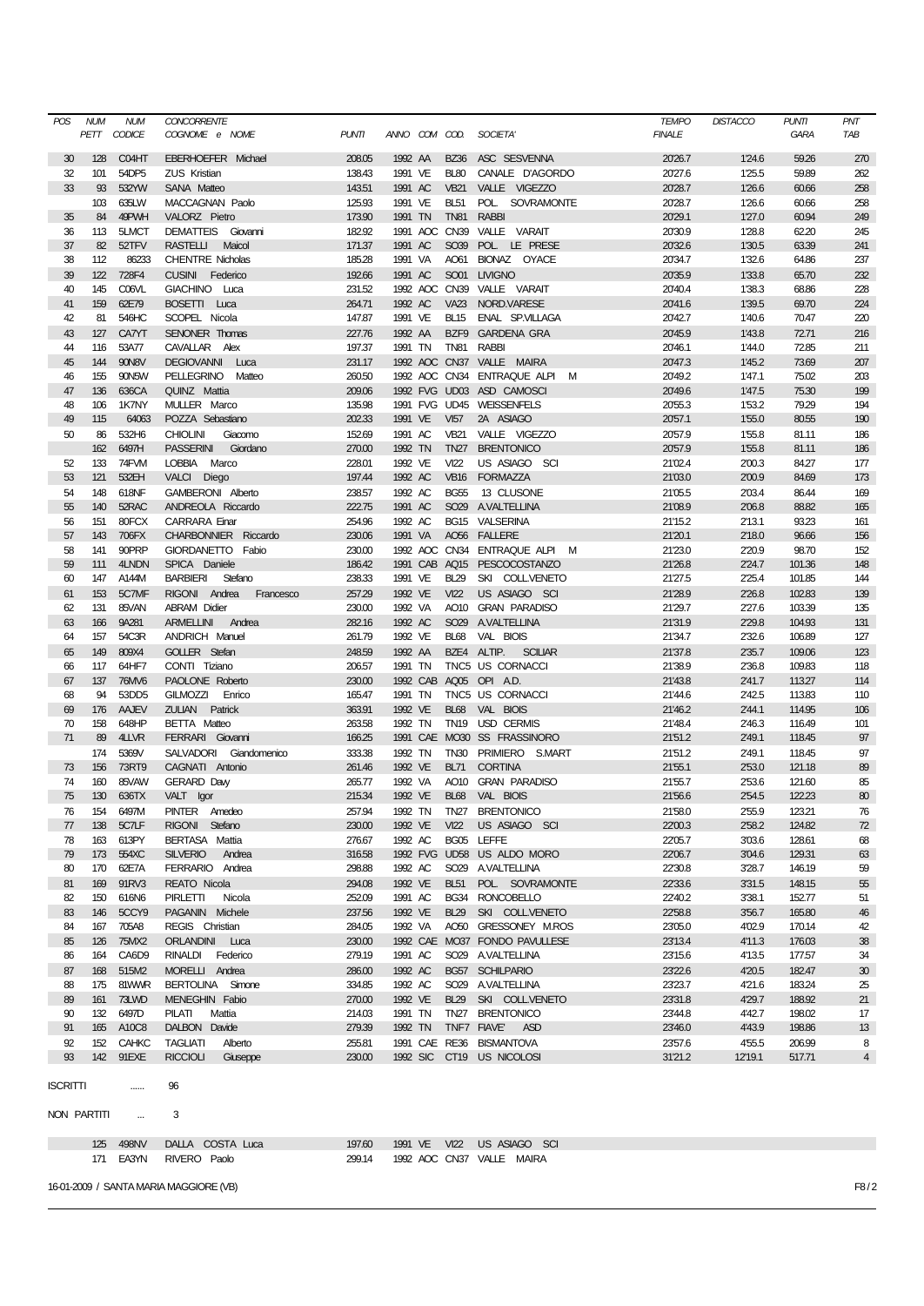| POS | NUM PETT | NUM CODICE | CONCORRENTE COGNOME e NOME | PUNTI | ANNO | COM | COD. | SOCIETA' | TEMPO FINALE | DISTACCO | PUNTI GARA | PNT TAB |
|---|---|---|---|---|---|---|---|---|---|---|---|---|
| 30 | 128 | C04HT | EBERHOEFER Michael | 208.05 | 1992 | AA | BZ36 | ASC SESVENNA | 20'26.7 | 1'24.6 | 59.26 | 270 |
| 32 | 101 | 54DP5 | ZUS Kristian | 138.43 | 1991 | VE | BL80 | CANALE D'AGORDO | 20'27.6 | 1'25.5 | 59.89 | 262 |
| 33 | 93 | 532YW | SANA Matteo | 143.51 | 1991 | AC | VB21 | VALLE VIGEZZO | 20'28.7 | 1'26.6 | 60.66 | 258 |
|  | 103 | 635LW | MACCAGNAN Paolo | 125.93 | 1991 | VE | BL51 | POL. SOVRAMONTE | 20'28.7 | 1'26.6 | 60.66 | 258 |
| 35 | 84 | 49PWH | VALORZ Pietro | 173.90 | 1991 | TN | TN81 | RABBI | 20'29.1 | 1'27.0 | 60.94 | 249 |
| 36 | 113 | 5LMCT | DEMATTEIS Giovanni | 182.92 | 1991 | AOC | CN39 | VALLE VARAIT | 20'30.9 | 1'28.8 | 62.20 | 245 |
| 37 | 82 | 52TFV | RASTELLI Maicol | 171.37 | 1991 | AC | SO39 | POL. LE PRESE | 20'32.6 | 1'30.5 | 63.39 | 241 |
| 38 | 112 | 86233 | CHENTRE Nicholas | 185.28 | 1991 | VA | AO61 | BIONAZ OYACE | 20'34.7 | 1'32.6 | 64.86 | 237 |
| 39 | 122 | 728F4 | CUSINI Federico | 192.66 | 1991 | AC | SO01 | LIVIGNO | 20'35.9 | 1'33.8 | 65.70 | 232 |
| 40 | 145 | C06VL | GIACHINO Luca | 231.52 | 1992 | AOC | CN39 | VALLE VARAIT | 20'40.4 | 1'38.3 | 68.86 | 228 |
| 41 | 159 | 62E79 | BOSETTI Luca | 264.71 | 1992 | AC | VA23 | NORD.VARESE | 20'41.6 | 1'39.5 | 69.70 | 224 |
| 42 | 81 | 546HC | SCOPEL Nicola | 147.87 | 1991 | VE | BL15 | ENAL SP.VILLAGA | 20'42.7 | 1'40.6 | 70.47 | 220 |
| 43 | 127 | CA7YT | SENONER Thomas | 227.76 | 1992 | AA | BZF9 | GARDENA GRA | 20'45.9 | 1'43.8 | 72.71 | 216 |
| 44 | 116 | 53A77 | CAVALLAR Alex | 197.37 | 1991 | TN | TN81 | RABBI | 20'46.1 | 1'44.0 | 72.85 | 211 |
| 45 | 144 | 90N8V | DEGIOVANNI Luca | 231.17 | 1992 | AOC | CN37 | VALLE MAIRA | 20'47.3 | 1'45.2 | 73.69 | 207 |
| 46 | 155 | 90N5W | PELLEGRINO Matteo | 260.50 | 1992 | AOC | CN34 | ENTRAQUE ALPI M | 20'49.2 | 1'47.1 | 75.02 | 203 |
| 47 | 136 | 636CA | QUINZ Mattia | 209.06 | 1992 | FVG | UD03 | ASD CAMOSCI | 20'49.6 | 1'47.5 | 75.30 | 199 |
| 48 | 106 | 1K7NY | MULLER Marco | 135.98 | 1991 | FVG | UD45 | WEISSENFELS | 20'55.3 | 1'53.2 | 79.29 | 194 |
| 49 | 115 | 64063 | POZZA Sebastiano | 202.33 | 1991 | VE | VI57 | 2A ASIAGO | 20'57.1 | 1'55.0 | 80.55 | 190 |
| 50 | 86 | 532H6 | CHIOLINI Giacomo | 152.69 | 1991 | AC | VB21 | VALLE VIGEZZO | 20'57.9 | 1'55.8 | 81.11 | 186 |
|  | 162 | 6497H | PASSERINI Giordano | 270.00 | 1992 | TN | TN27 | BRENTONICO | 20'57.9 | 1'55.8 | 81.11 | 186 |
| 52 | 133 | 74FVM | LOBBIA Marco | 228.01 | 1992 | VE | VI22 | US ASIAGO SCI | 21'02.4 | 2'00.3 | 84.27 | 177 |
| 53 | 121 | 532EH | VALCI Diego | 197.44 | 1992 | AC | VB16 | FORMAZZA | 21'03.0 | 2'00.9 | 84.69 | 173 |
| 54 | 148 | 618NF | GAMBERONI Alberto | 238.57 | 1992 | AC | BG55 | 13 CLUSONE | 21'05.5 | 2'03.4 | 86.44 | 169 |
| 55 | 140 | 52RAC | ANDREOLA Riccardo | 222.75 | 1991 | AC | SO29 | A.VALTELLINA | 21'08.9 | 2'06.8 | 88.82 | 165 |
| 56 | 151 | 80FCX | CARRARA Einar | 254.96 | 1992 | AC | BG15 | VALSERINA | 21'15.2 | 2'13.1 | 93.23 | 161 |
| 57 | 143 | 706FX | CHARBONNIER Riccardo | 230.06 | 1991 | VA | AO56 | FALLERE | 21'20.1 | 2'18.0 | 96.66 | 156 |
| 58 | 141 | 90PRP | GIORDANETTO Fabio | 230.00 | 1992 | AOC | CN34 | ENTRAQUE ALPI M | 21'23.0 | 2'20.9 | 98.70 | 152 |
| 59 | 111 | 4LNDN | SPICA Daniele | 186.42 | 1991 | CAB | AQ15 | PESCOCOSTANZO | 21'26.8 | 2'24.7 | 101.36 | 148 |
| 60 | 147 | A144M | BARBIERI Stefano | 238.33 | 1991 | VE | BL29 | SKI COLL.VENETO | 21'27.5 | 2'25.4 | 101.85 | 144 |
| 61 | 153 | 5C7MF | RIGONI Andrea Francesco | 257.29 | 1992 | VE | VI22 | US ASIAGO SCI | 21'28.9 | 2'26.8 | 102.83 | 139 |
| 62 | 131 | 85VAN | ABRAM Didier | 230.00 | 1992 | VA | AO10 | GRAN PARADISO | 21'29.7 | 2'27.6 | 103.39 | 135 |
| 63 | 166 | 9A281 | ARMELLINI Andrea | 282.16 | 1992 | AC | SO29 | A.VALTELLINA | 21'31.9 | 2'29.8 | 104.93 | 131 |
| 64 | 157 | 54C3R | ANDRICH Manuel | 261.79 | 1992 | VE | BL68 | VAL BIOIS | 21'34.7 | 2'32.6 | 106.89 | 127 |
| 65 | 149 | 809X4 | GOLLER Stefan | 248.59 | 1992 | AA | BZE4 | ALTIP. SCILIAR | 21'37.8 | 2'35.7 | 109.06 | 123 |
| 66 | 117 | 64HF7 | CONTI Tiziano | 206.57 | 1991 | TN | TNC5 | US CORNACCI | 21'38.9 | 2'36.8 | 109.83 | 118 |
| 67 | 137 | 76MV6 | PAOLONE Roberto | 230.00 | 1992 | CAB | AQ05 | OPI A.D. | 21'43.8 | 2'41.7 | 113.27 | 114 |
| 68 | 94 | 53DD5 | GILMOZZI Enrico | 165.47 | 1991 | TN | TNC5 | US CORNACCI | 21'44.6 | 2'42.5 | 113.83 | 110 |
| 69 | 176 | AAJEV | ZULIAN Patrick | 363.91 | 1992 | VE | BL68 | VAL BIOIS | 21'46.2 | 2'44.1 | 114.95 | 106 |
| 70 | 158 | 648HP | BETTA Matteo | 263.58 | 1992 | TN | TN19 | USD CERMIS | 21'48.4 | 2'46.3 | 116.49 | 101 |
| 71 | 89 | 4LLVR | FERRARI Giovanni | 166.25 | 1991 | CAE | MO30 | SS FRASSINORO | 21'51.2 | 2'49.1 | 118.45 | 97 |
|  | 174 | 5369V | SALVADORI Giandomenico | 333.38 | 1992 | TN | TN30 | PRIMIERO S.MART | 21'51.2 | 2'49.1 | 118.45 | 97 |
| 73 | 156 | 73RT9 | CAGNATI Antonio | 261.46 | 1992 | VE | BL71 | CORTINA | 21'55.1 | 2'53.0 | 121.18 | 89 |
| 74 | 160 | 85VAW | GERARD Davy | 265.77 | 1992 | VA | AO10 | GRAN PARADISO | 21'55.7 | 2'53.6 | 121.60 | 85 |
| 75 | 130 | 636TX | VALT Igor | 215.34 | 1992 | VE | BL68 | VAL BIOIS | 21'56.6 | 2'54.5 | 122.23 | 80 |
| 76 | 154 | 6497M | PINTER Amedeo | 257.94 | 1992 | TN | TN27 | BRENTONICO | 21'58.0 | 2'55.9 | 123.21 | 76 |
| 77 | 138 | 5C7LF | RIGONI Stefano | 230.00 | 1992 | VE | VI22 | US ASIAGO SCI | 22'00.3 | 2'58.2 | 124.82 | 72 |
| 78 | 163 | 613PY | BERTASA Mattia | 276.67 | 1992 | AC | BG05 | LEFFE | 22'05.7 | 3'03.6 | 128.61 | 68 |
| 79 | 173 | 554XC | SILVERIO Andrea | 316.58 | 1992 | FVG | UD58 | US ALDO MORO | 22'06.7 | 3'04.6 | 129.31 | 63 |
| 80 | 170 | 62E7A | FERRARIO Andrea | 298.88 | 1992 | AC | SO29 | A.VALTELLINA | 22'30.8 | 3'28.7 | 146.19 | 59 |
| 81 | 169 | 91RV3 | REATO Nicola | 294.08 | 1992 | VE | BL51 | POL SOVRAMONTE | 22'33.6 | 3'31.5 | 148.15 | 55 |
| 82 | 150 | 616N6 | PIRLETTI Nicola | 252.09 | 1991 | AC | BG34 | RONCOBELLO | 22'40.2 | 3'38.1 | 152.77 | 51 |
| 83 | 146 | 5CCY9 | PAGANIN Michele | 237.56 | 1992 | VE | BL29 | SKI COLL.VENETO | 22'58.8 | 3'56.7 | 165.80 | 46 |
| 84 | 167 | 705A8 | REGIS Christian | 284.05 | 1992 | VA | AO50 | GRESSONEY M.ROS | 23'05.0 | 4'02.9 | 170.14 | 42 |
| 85 | 126 | 75MX2 | ORLANDINI Luca | 230.00 | 1992 | CAE | MO37 | FONDO PAVULLESE | 23'13.4 | 4'11.3 | 176.03 | 38 |
| 86 | 164 | CA6D9 | RINALDI Federico | 279.19 | 1991 | AC | SO29 | A.VALTELLINA | 23'15.6 | 4'13.5 | 177.57 | 34 |
| 87 | 168 | 515M2 | MORELLI Andrea | 286.00 | 1992 | AC | BG57 | SCHILPARIO | 23'22.6 | 4'20.5 | 182.47 | 30 |
| 88 | 175 | 81WWR | BERTOLINA Simone | 334.85 | 1992 | AC | SO29 | A.VALTELLINA | 23'23.7 | 4'21.6 | 183.24 | 25 |
| 89 | 161 | 73LWD | MENEGHIN Fabio | 270.00 | 1992 | VE | BL29 | SKI COLL.VENETO | 23'31.8 | 4'29.7 | 188.92 | 21 |
| 90 | 132 | 6497D | PILATI Mattia | 214.03 | 1991 | TN | TN27 | BRENTONICO | 23'44.8 | 4'42.7 | 198.02 | 17 |
| 91 | 165 | A10C8 | DALBON Davide | 279.39 | 1992 | TN | TNF7 | FIAVE' ASD | 23'46.0 | 4'43.9 | 198.86 | 13 |
| 92 | 152 | CAHKC | TAGLIATI Alberto | 255.81 | 1991 | CAE | RE36 | BISMANTOVA | 23'57.6 | 4'55.5 | 206.99 | 8 |
| 93 | 142 | 91EXE | RICCIOLI Giuseppe | 230.00 | 1992 | SIC | CT19 | US NICOLOSI | 31'21.2 | 12'19.1 | 517.71 | 4 |

ISCRITTI ...... 96

NON PARTITI ... 3

|  | NUM PETT | NUM CODICE | COGNOME e NOME | PUNTI | ANNO | COM | COD. | SOCIETA' |
|---|---|---|---|---|---|---|---|---|
|  | 125 | 498NV | DALLA COSTA Luca | 197.60 | 1991 | VE | VI22 | US ASIAGO SCI |
|  | 171 | EA3YN | RIVERO Paolo | 299.14 | 1992 | AOC | CN37 | VALLE MAIRA |

16-01-2009 / SANTA MARIA MAGGIORE (VB)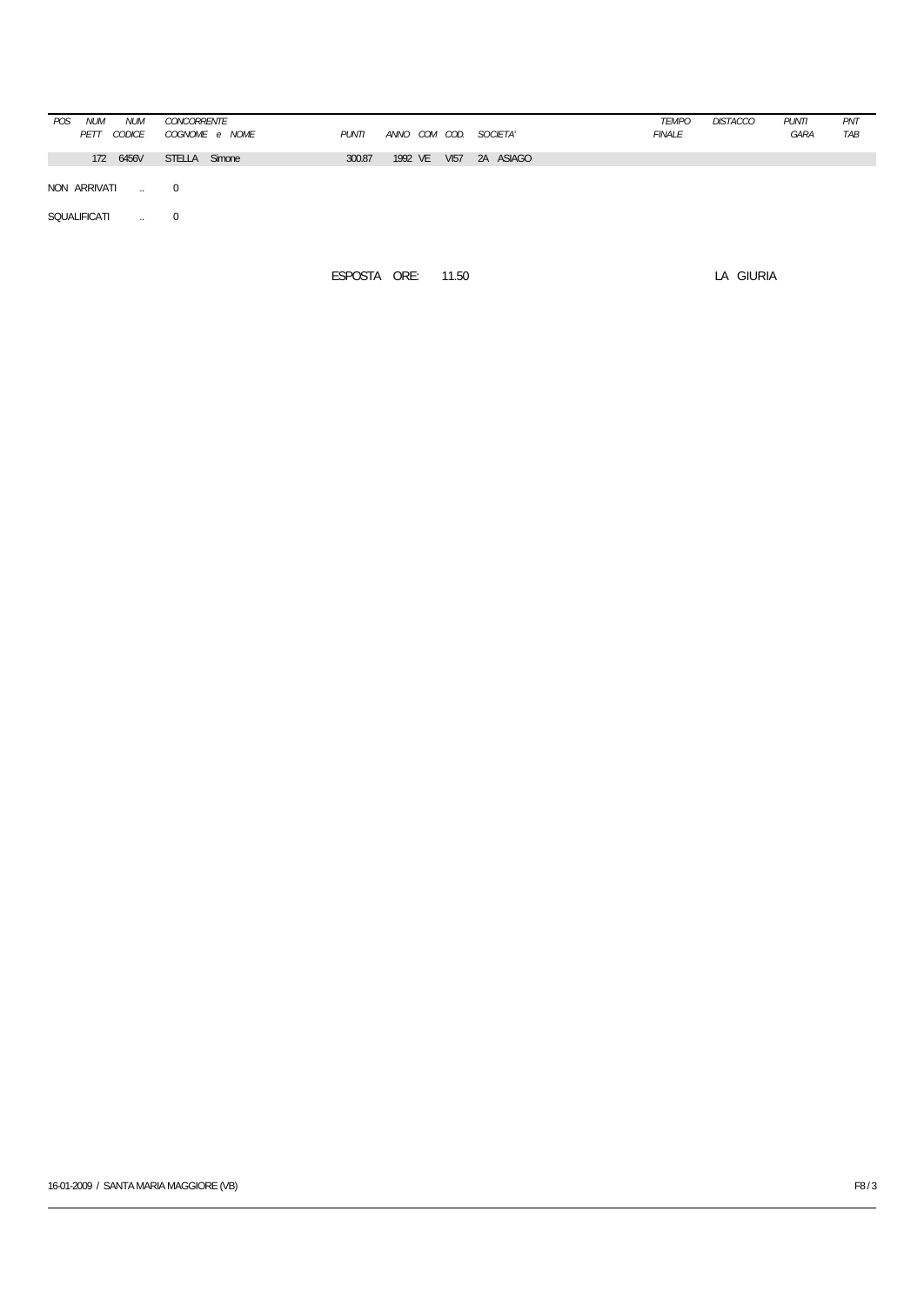| POS | NUM PETT | NUM CODICE | CONCORRENTE COGNOME e NOME | PUNTI | ANNO | COM | COD. | SOCIETA' | TEMPO FINALE | DISTACCO | PUNTI GARA | PNT TAB |
|---|---|---|---|---|---|---|---|---|---|---|---|---|
| | 172 | 6456V | STELLA Simone | 300.87 | 1992 | VE | VI57 | 2A ASIAGO | | | | |

NON ARRIVATI .. 0

SQUALIFICATI .. 0

ESPOSTA ORE: 11.50

LA GIURIA

16-01-2009 / SANTA MARIA MAGGIORE (VB)